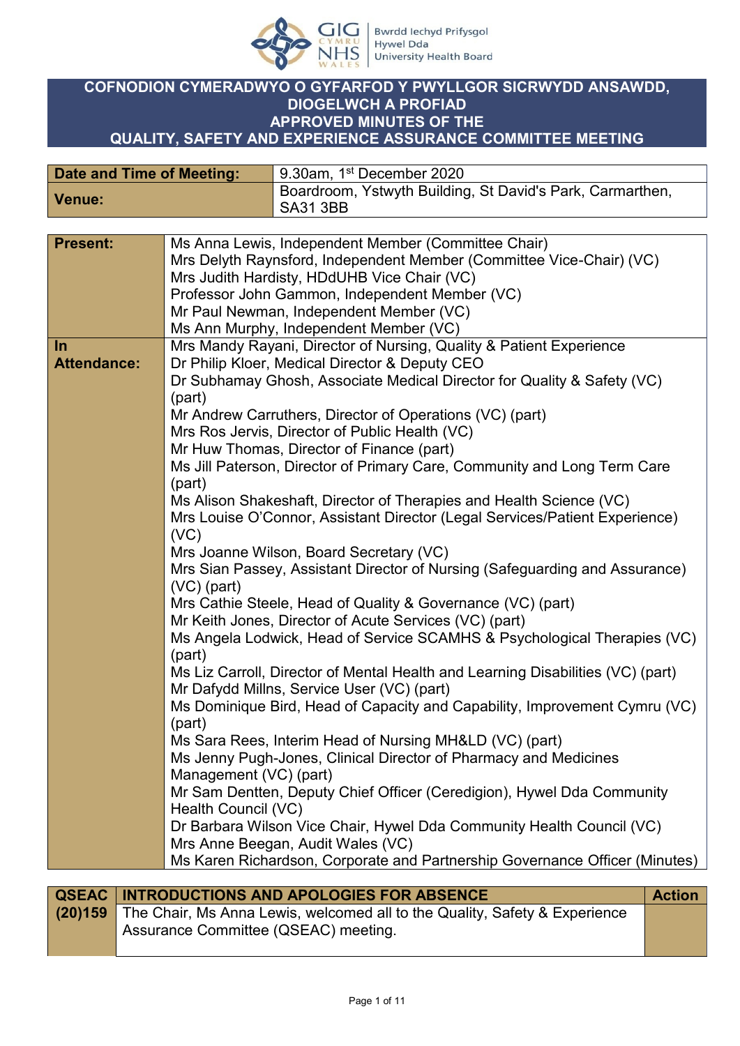# COFNODION CYMERADWYO O GYFARFOD Y PWYLLGOR SICRWYDD ANSAWDD, DIOGELWCH A PROFIAD
# APPROVED MINUTES OF THE QUALITY, SAFETY AND EXPERIENCE ASSURANCE COMMITTEE MEETING

| | |
|---|---|
| **Date and Time of Meeting:** | 9.30am, 1st December 2020 |
| **Venue:** | Boardroom, Ystwyth Building, St David's Park, Carmarthen, SA31 3BB |

| | |
|---|---|
| **Present:** | Ms Anna Lewis, Independent Member (Committee Chair)<br>Mrs Delyth Raynsford, Independent Member (Committee Vice-Chair) (VC)<br>Mrs Judith Hardisty, HDdUHB Vice Chair (VC)<br>Professor John Gammon, Independent Member (VC)<br>Mr Paul Newman, Independent Member (VC)<br>Ms Ann Murphy, Independent Member (VC) |
| **In Attendance:** | Mrs Mandy Rayani, Director of Nursing, Quality & Patient Experience<br>Dr Philip Kloer, Medical Director & Deputy CEO<br>Dr Subhamay Ghosh, Associate Medical Director for Quality & Safety (VC) (part)<br>Mr Andrew Carruthers, Director of Operations (VC) (part)<br>Mrs Ros Jervis, Director of Public Health (VC)<br>Mr Huw Thomas, Director of Finance (part)<br>Ms Jill Paterson, Director of Primary Care, Community and Long Term Care (part)<br>Ms Alison Shakeshaft, Director of Therapies and Health Science (VC)<br>Mrs Louise O'Connor, Assistant Director (Legal Services/Patient Experience) (VC)<br>Mrs Joanne Wilson, Board Secretary (VC)<br>Mrs Sian Passey, Assistant Director of Nursing (Safeguarding and Assurance) (VC) (part)<br>Mrs Cathie Steele, Head of Quality & Governance (VC) (part)<br>Mr Keith Jones, Director of Acute Services (VC) (part)<br>Ms Angela Lodwick, Head of Service SCAMHS & Psychological Therapies (VC) (part)<br>Ms Liz Carroll, Director of Mental Health and Learning Disabilities (VC) (part)<br>Mr Dafydd Millns, Service User (VC) (part)<br>Ms Dominique Bird, Head of Capacity and Capability, Improvement Cymru (VC) (part)<br>Ms Sara Rees, Interim Head of Nursing MH&LD (VC) (part)<br>Ms Jenny Pugh-Jones, Clinical Director of Pharmacy and Medicines Management (VC) (part)<br>Mr Sam Dentten, Deputy Chief Officer (Ceredigion), Hywel Dda Community Health Council (VC)<br>Dr Barbara Wilson Vice Chair, Hywel Dda Community Health Council (VC)<br>Mrs Anne Beegan, Audit Wales (VC)<br>Ms Karen Richardson, Corporate and Partnership Governance Officer (Minutes) |

| QSEAC | INTRODUCTIONS AND APOLOGIES FOR ABSENCE | Action |
|---|---|---|
| (20)159 | The Chair, Ms Anna Lewis, welcomed all to the Quality, Safety & Experience Assurance Committee (QSEAC) meeting. | |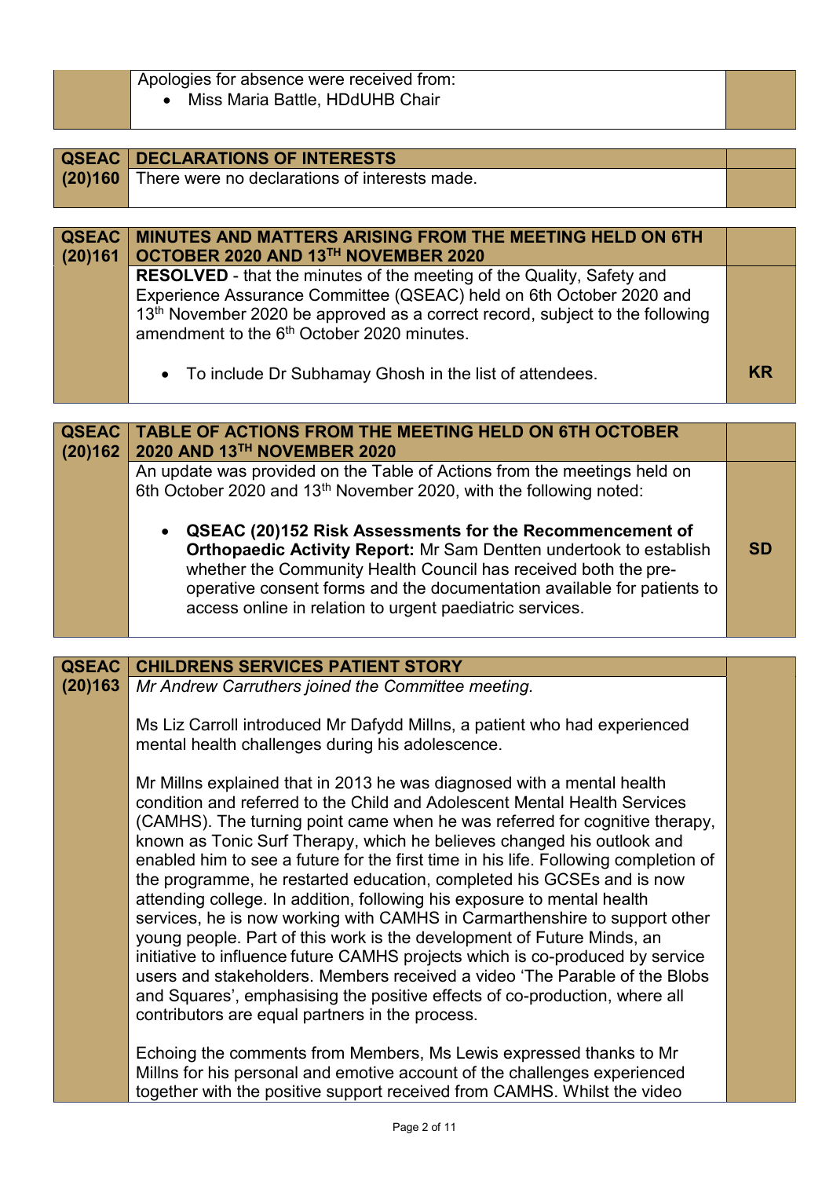| | | |
|---|---|---|
| | Apologies for absence were received from:<br>• Miss Maria Battle, HDdUHB Chair | |

| | | |
|---|---|---|
| **QSEAC (20)160** | **DECLARATIONS OF INTERESTS** | |
| | There were no declarations of interests made. | |

| | | |
|---|---|---|
| **QSEAC (20)161** | **MINUTES AND MATTERS ARISING FROM THE MEETING HELD ON 6TH OCTOBER 2020 AND 13TH NOVEMBER 2020** | |
| | **RESOLVED** - that the minutes of the meeting of the Quality, Safety and Experience Assurance Committee (QSEAC) held on 6th October 2020 and 13th November 2020 be approved as a correct record, subject to the following amendment to the 6th October 2020 minutes. | |
| | • To include Dr Subhamay Ghosh in the list of attendees. | **KR** |

| | | |
|---|---|---|
| **QSEAC (20)162** | **TABLE OF ACTIONS FROM THE MEETING HELD ON 6TH OCTOBER 2020 AND 13TH NOVEMBER 2020** | |
| | An update was provided on the Table of Actions from the meetings held on 6th October 2020 and 13th November 2020, with the following noted: | |
| | • **QSEAC (20)152 Risk Assessments for the Recommencement of Orthopaedic Activity Report:** Mr Sam Dentten undertook to establish whether the Community Health Council has received both the pre-operative consent forms and the documentation available for patients to access online in relation to urgent paediatric services. | **SD** |

| | | |
|---|---|---|
| **QSEAC (20)163** | **CHILDRENS SERVICES PATIENT STORY** | |
| | *Mr Andrew Carruthers joined the Committee meeting.*<br><br>Ms Liz Carroll introduced Mr Dafydd Millns, a patient who had experienced mental health challenges during his adolescence.<br><br>Mr Millns explained that in 2013 he was diagnosed with a mental health condition and referred to the Child and Adolescent Mental Health Services (CAMHS). The turning point came when he was referred for cognitive therapy, known as Tonic Surf Therapy, which he believes changed his outlook and enabled him to see a future for the first time in his life. Following completion of the programme, he restarted education, completed his GCSEs and is now attending college. In addition, following his exposure to mental health services, he is now working with CAMHS in Carmarthenshire to support other young people. Part of this work is the development of Future Minds, an initiative to influence future CAMHS projects which is co-produced by service users and stakeholders. Members received a video 'The Parable of the Blobs and Squares', emphasising the positive effects of co-production, where all contributors are equal partners in the process.<br><br>Echoing the comments from Members, Ms Lewis expressed thanks to Mr Millns for his personal and emotive account of the challenges experienced together with the positive support received from CAMHS. Whilst the video | |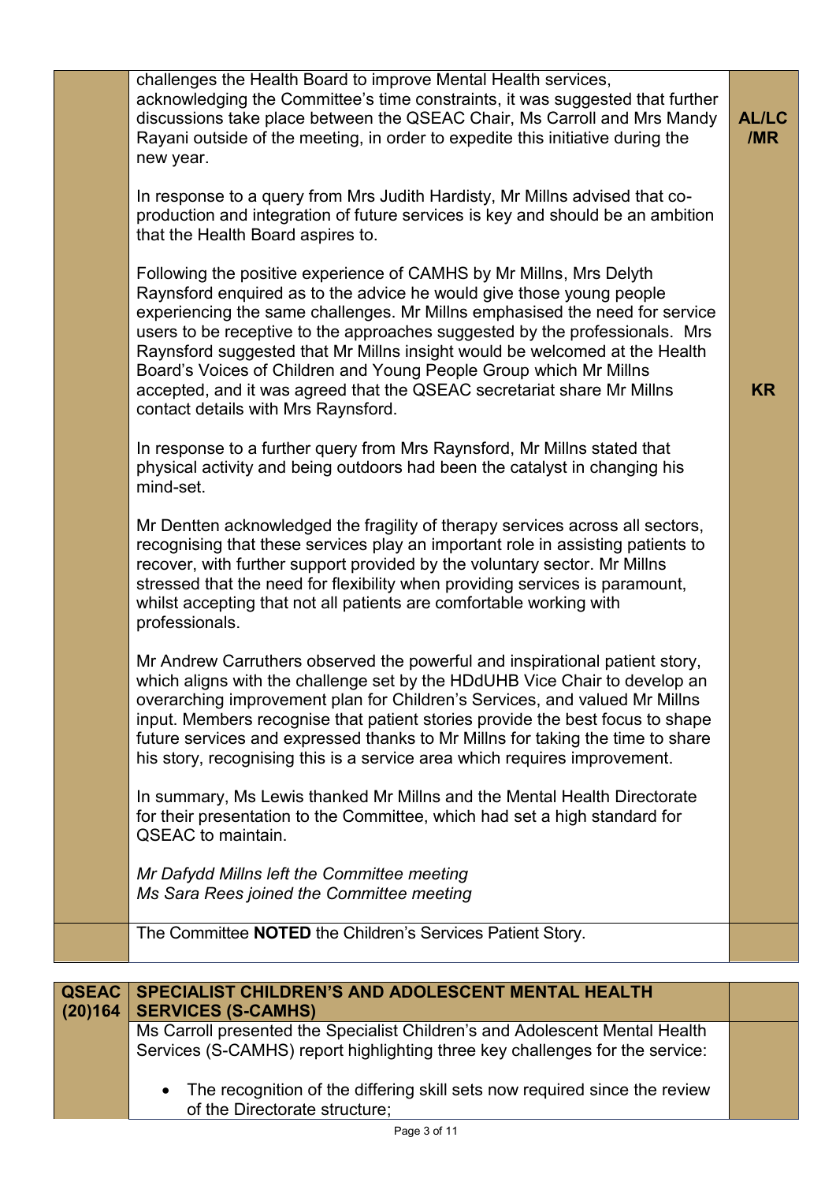| | | |
|---|---|---|
| | challenges the Health Board to improve Mental Health services, acknowledging the Committee's time constraints, it was suggested that further discussions take place between the QSEAC Chair, Ms Carroll and Mrs Mandy Rayani outside of the meeting, in order to expedite this initiative during the new year.<br><br>In response to a query from Mrs Judith Hardisty, Mr Millns advised that co-production and integration of future services is key and should be an ambition that the Health Board aspires to.<br><br>Following the positive experience of CAMHS by Mr Millns, Mrs Delyth Raynsford enquired as to the advice he would give those young people experiencing the same challenges. Mr Millns emphasised the need for service users to be receptive to the approaches suggested by the professionals. Mrs Raynsford suggested that Mr Millns insight would be welcomed at the Health Board's Voices of Children and Young People Group which Mr Millns accepted, and it was agreed that the QSEAC secretariat share Mr Millns contact details with Mrs Raynsford.<br><br>In response to a further query from Mrs Raynsford, Mr Millns stated that physical activity and being outdoors had been the catalyst in changing his mind-set.<br><br>Mr Dentten acknowledged the fragility of therapy services across all sectors, recognising that these services play an important role in assisting patients to recover, with further support provided by the voluntary sector. Mr Millns stressed that the need for flexibility when providing services is paramount, whilst accepting that not all patients are comfortable working with professionals.<br><br>Mr Andrew Carruthers observed the powerful and inspirational patient story, which aligns with the challenge set by the HDdUHB Vice Chair to develop an overarching improvement plan for Children's Services, and valued Mr Millns input. Members recognise that patient stories provide the best focus to shape future services and expressed thanks to Mr Millns for taking the time to share his story, recognising this is a service area which requires improvement.<br><br>In summary, Ms Lewis thanked Mr Millns and the Mental Health Directorate for their presentation to the Committee, which had set a high standard for QSEAC to maintain.<br><br>*Mr Dafydd Millns left the Committee meeting*<br>*Ms Sara Rees joined the Committee meeting* | **AL/LC/MR**<br><br>**KR** |
| | The Committee **NOTED** the Children's Services Patient Story. | |

| | | |
|---|---|---|
| **QSEAC (20)164** | **SPECIALIST CHILDREN'S AND ADOLESCENT MENTAL HEALTH SERVICES (S-CAMHS)** | |
| | Ms Carroll presented the Specialist Children's and Adolescent Mental Health Services (S-CAMHS) report highlighting three key challenges for the service:<br><br>• The recognition of the differing skill sets now required since the review of the Directorate structure; | |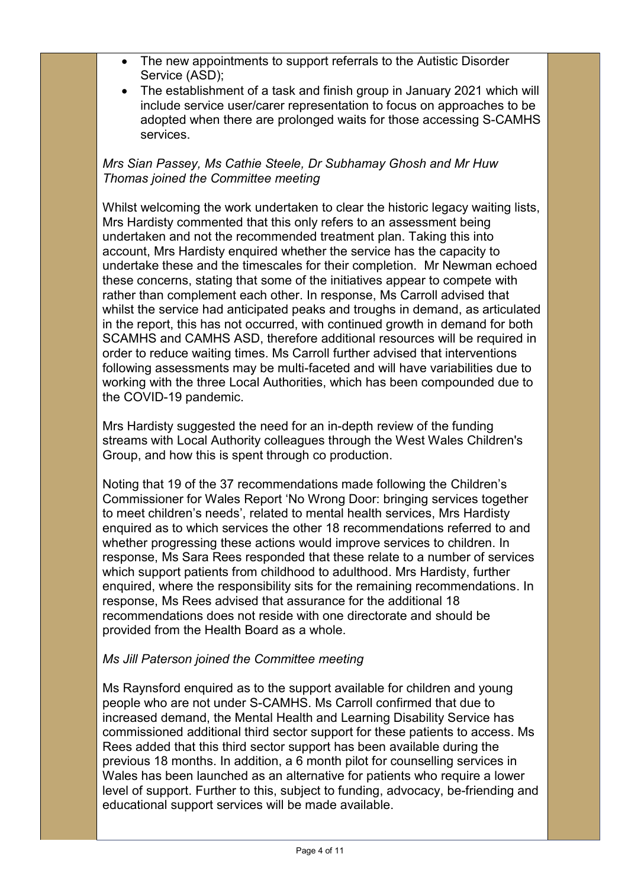- The new appointments to support referrals to the Autistic Disorder Service (ASD);
- The establishment of a task and finish group in January 2021 which will include service user/carer representation to focus on approaches to be adopted when there are prolonged waits for those accessing S-CAMHS services.

*Mrs Sian Passey, Ms Cathie Steele, Dr Subhamay Ghosh and Mr Huw Thomas joined the Committee meeting*

Whilst welcoming the work undertaken to clear the historic legacy waiting lists, Mrs Hardisty commented that this only refers to an assessment being undertaken and not the recommended treatment plan. Taking this into account, Mrs Hardisty enquired whether the service has the capacity to undertake these and the timescales for their completion. Mr Newman echoed these concerns, stating that some of the initiatives appear to compete with rather than complement each other. In response, Ms Carroll advised that whilst the service had anticipated peaks and troughs in demand, as articulated in the report, this has not occurred, with continued growth in demand for both SCAMHS and CAMHS ASD, therefore additional resources will be required in order to reduce waiting times. Ms Carroll further advised that interventions following assessments may be multi-faceted and will have variabilities due to working with the three Local Authorities, which has been compounded due to the COVID-19 pandemic.

Mrs Hardisty suggested the need for an in-depth review of the funding streams with Local Authority colleagues through the West Wales Children's Group, and how this is spent through co production.

Noting that 19 of the 37 recommendations made following the Children's Commissioner for Wales Report 'No Wrong Door: bringing services together to meet children's needs', related to mental health services, Mrs Hardisty enquired as to which services the other 18 recommendations referred to and whether progressing these actions would improve services to children. In response, Ms Sara Rees responded that these relate to a number of services which support patients from childhood to adulthood. Mrs Hardisty, further enquired, where the responsibility sits for the remaining recommendations. In response, Ms Rees advised that assurance for the additional 18 recommendations does not reside with one directorate and should be provided from the Health Board as a whole.

*Ms Jill Paterson joined the Committee meeting*

Ms Raynsford enquired as to the support available for children and young people who are not under S-CAMHS. Ms Carroll confirmed that due to increased demand, the Mental Health and Learning Disability Service has commissioned additional third sector support for these patients to access. Ms Rees added that this third sector support has been available during the previous 18 months. In addition, a 6 month pilot for counselling services in Wales has been launched as an alternative for patients who require a lower level of support. Further to this, subject to funding, advocacy, be-friending and educational support services will be made available.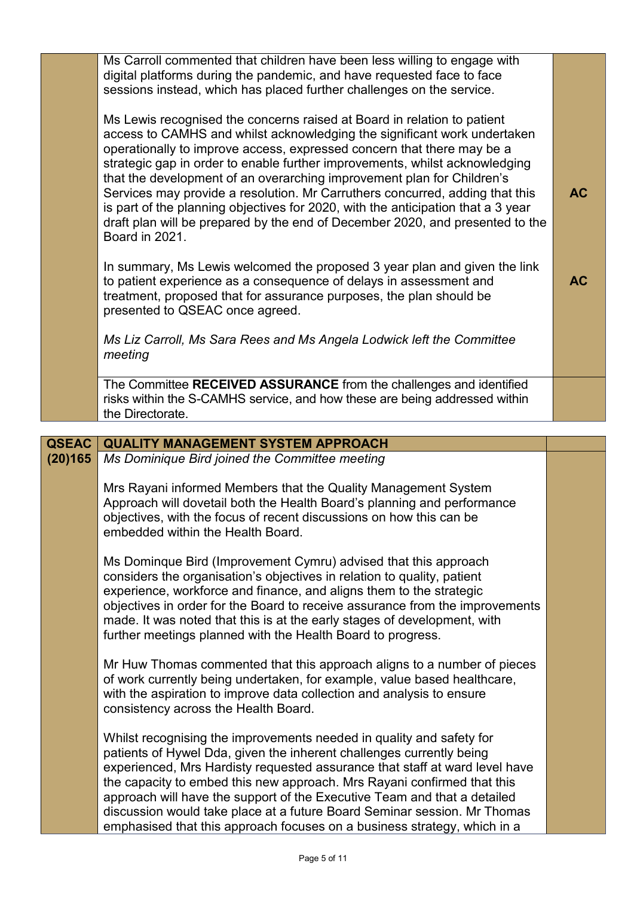| | | |
|---|---|---|
| | Ms Carroll commented that children have been less willing to engage with digital platforms during the pandemic, and have requested face to face sessions instead, which has placed further challenges on the service.<br><br>Ms Lewis recognised the concerns raised at Board in relation to patient access to CAMHS and whilst acknowledging the significant work undertaken operationally to improve access, expressed concern that there may be a strategic gap in order to enable further improvements, whilst acknowledging that the development of an overarching improvement plan for Children's Services may provide a resolution. Mr Carruthers concurred, adding that this is part of the planning objectives for 2020, with the anticipation that a 3 year draft plan will be prepared by the end of December 2020, and presented to the Board in 2021.<br><br>In summary, Ms Lewis welcomed the proposed 3 year plan and given the link to patient experience as a consequence of delays in assessment and treatment, proposed that for assurance purposes, the plan should be presented to QSEAC once agreed.<br><br>*Ms Liz Carroll, Ms Sara Rees and Ms Angela Lodwick left the Committee meeting* | **AC**<br><br>**AC** |
| | The Committee **RECEIVED ASSURANCE** from the challenges and identified risks within the S-CAMHS service, and how these are being addressed within the Directorate. | |

| | | |
|---|---|---|
| **QSEAC (20)165** | **QUALITY MANAGEMENT SYSTEM APPROACH** | |
| | *Ms Dominique Bird joined the Committee meeting*<br><br>Mrs Rayani informed Members that the Quality Management System Approach will dovetail both the Health Board's planning and performance objectives, with the focus of recent discussions on how this can be embedded within the Health Board.<br><br>Ms Dominque Bird (Improvement Cymru) advised that this approach considers the organisation's objectives in relation to quality, patient experience, workforce and finance, and aligns them to the strategic objectives in order for the Board to receive assurance from the improvements made. It was noted that this is at the early stages of development, with further meetings planned with the Health Board to progress.<br><br>Mr Huw Thomas commented that this approach aligns to a number of pieces of work currently being undertaken, for example, value based healthcare, with the aspiration to improve data collection and analysis to ensure consistency across the Health Board.<br><br>Whilst recognising the improvements needed in quality and safety for patients of Hywel Dda, given the inherent challenges currently being experienced, Mrs Hardisty requested assurance that staff at ward level have the capacity to embed this new approach. Mrs Rayani confirmed that this approach will have the support of the Executive Team and that a detailed discussion would take place at a future Board Seminar session. Mr Thomas emphasised that this approach focuses on a business strategy, which in a | |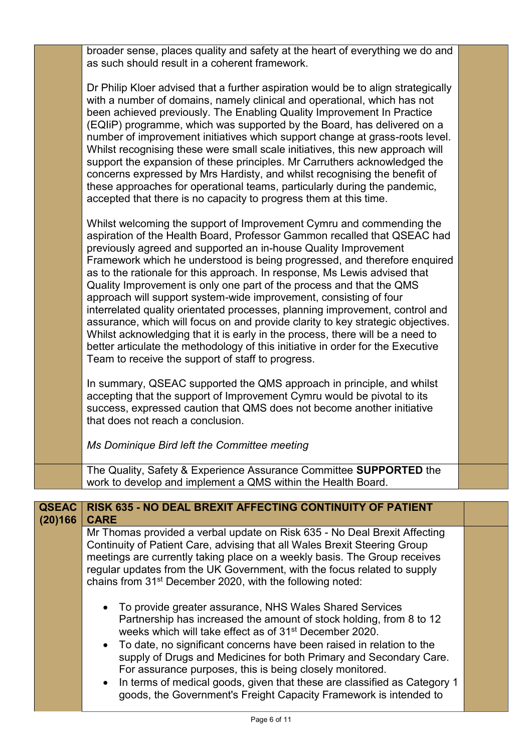broader sense, places quality and safety at the heart of everything we do and as such should result in a coherent framework.

Dr Philip Kloer advised that a further aspiration would be to align strategically with a number of domains, namely clinical and operational, which has not been achieved previously. The Enabling Quality Improvement In Practice (EQIiP) programme, which was supported by the Board, has delivered on a number of improvement initiatives which support change at grass-roots level. Whilst recognising these were small scale initiatives, this new approach will support the expansion of these principles. Mr Carruthers acknowledged the concerns expressed by Mrs Hardisty, and whilst recognising the benefit of these approaches for operational teams, particularly during the pandemic, accepted that there is no capacity to progress them at this time.

Whilst welcoming the support of Improvement Cymru and commending the aspiration of the Health Board, Professor Gammon recalled that QSEAC had previously agreed and supported an in-house Quality Improvement Framework which he understood is being progressed, and therefore enquired as to the rationale for this approach. In response, Ms Lewis advised that Quality Improvement is only one part of the process and that the QMS approach will support system-wide improvement, consisting of four interrelated quality orientated processes, planning improvement, control and assurance, which will focus on and provide clarity to key strategic objectives. Whilst acknowledging that it is early in the process, there will be a need to better articulate the methodology of this initiative in order for the Executive Team to receive the support of staff to progress.

In summary, QSEAC supported the QMS approach in principle, and whilst accepting that the support of Improvement Cymru would be pivotal to its success, expressed caution that QMS does not become another initiative that does not reach a conclusion.

*Ms Dominique Bird left the Committee meeting*

The Quality, Safety & Experience Assurance Committee **SUPPORTED** the work to develop and implement a QMS within the Health Board.

| **QSEAC (20)166** | **RISK 635 - NO DEAL BREXIT AFFECTING CONTINUITY OF PATIENT CARE** | |
|---|---|---|

Mr Thomas provided a verbal update on Risk 635 - No Deal Brexit Affecting Continuity of Patient Care, advising that all Wales Brexit Steering Group meetings are currently taking place on a weekly basis. The Group receives regular updates from the UK Government, with the focus related to supply chains from 31st December 2020, with the following noted:

- To provide greater assurance, NHS Wales Shared Services Partnership has increased the amount of stock holding, from 8 to 12 weeks which will take effect as of 31st December 2020.
- To date, no significant concerns have been raised in relation to the supply of Drugs and Medicines for both Primary and Secondary Care. For assurance purposes, this is being closely monitored.
- In terms of medical goods, given that these are classified as Category 1 goods, the Government's Freight Capacity Framework is intended to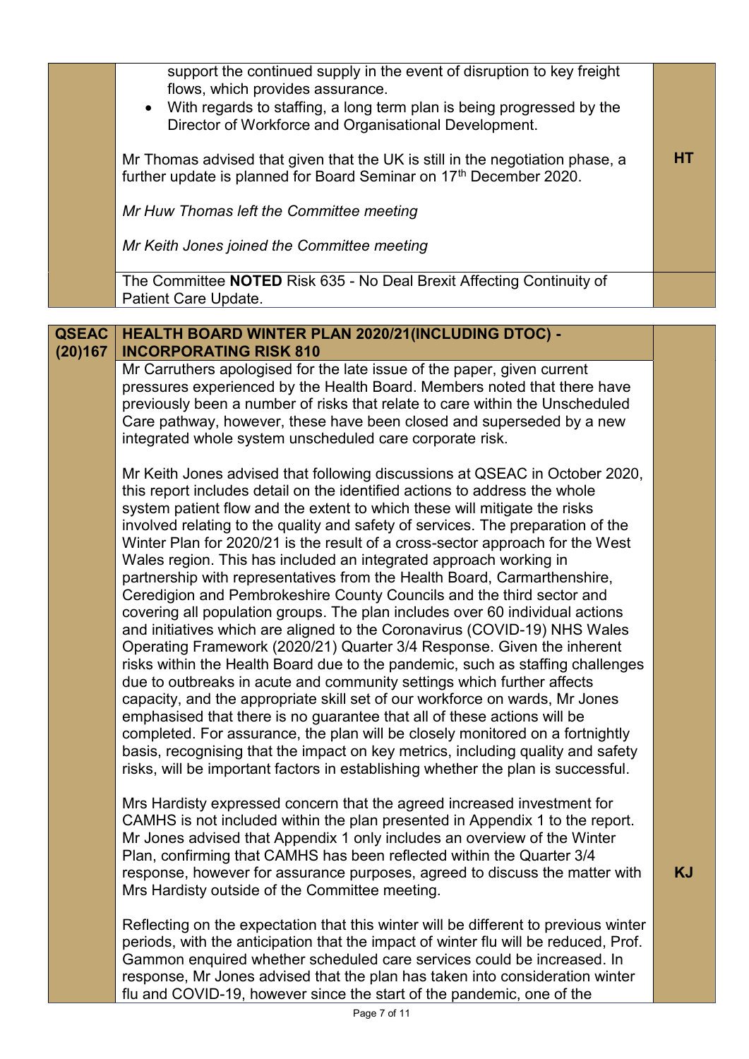| | | |
|---|---|---|
| | support the continued supply in the event of disruption to key freight flows, which provides assurance.<br>• With regards to staffing, a long term plan is being progressed by the Director of Workforce and Organisational Development.<br><br>Mr Thomas advised that given that the UK is still in the negotiation phase, a further update is planned for Board Seminar on 17th December 2020.<br><br>*Mr Huw Thomas left the Committee meeting*<br><br>*Mr Keith Jones joined the Committee meeting* | **HT** |
| | The Committee **NOTED** Risk 635 - No Deal Brexit Affecting Continuity of Patient Care Update. | |

| | | |
|---|---|---|
| **QSEAC (20)167** | **HEALTH BOARD WINTER PLAN 2020/21(INCLUDING DTOC) - INCORPORATING RISK 810** | |
| | Mr Carruthers apologised for the late issue of the paper, given current pressures experienced by the Health Board. Members noted that there have previously been a number of risks that relate to care within the Unscheduled Care pathway, however, these have been closed and superseded by a new integrated whole system unscheduled care corporate risk.<br><br>Mr Keith Jones advised that following discussions at QSEAC in October 2020, this report includes detail on the identified actions to address the whole system patient flow and the extent to which these will mitigate the risks involved relating to the quality and safety of services. The preparation of the Winter Plan for 2020/21 is the result of a cross-sector approach for the West Wales region. This has included an integrated approach working in partnership with representatives from the Health Board, Carmarthenshire, Ceredigion and Pembrokeshire County Councils and the third sector and covering all population groups. The plan includes over 60 individual actions and initiatives which are aligned to the Coronavirus (COVID-19) NHS Wales Operating Framework (2020/21) Quarter 3/4 Response. Given the inherent risks within the Health Board due to the pandemic, such as staffing challenges due to outbreaks in acute and community settings which further affects capacity, and the appropriate skill set of our workforce on wards, Mr Jones emphasised that there is no guarantee that all of these actions will be completed. For assurance, the plan will be closely monitored on a fortnightly basis, recognising that the impact on key metrics, including quality and safety risks, will be important factors in establishing whether the plan is successful.<br><br>Mrs Hardisty expressed concern that the agreed increased investment for CAMHS is not included within the plan presented in Appendix 1 to the report. Mr Jones advised that Appendix 1 only includes an overview of the Winter Plan, confirming that CAMHS has been reflected within the Quarter 3/4 response, however for assurance purposes, agreed to discuss the matter with Mrs Hardisty outside of the Committee meeting.<br><br>Reflecting on the expectation that this winter will be different to previous winter periods, with the anticipation that the impact of winter flu will be reduced, Prof. Gammon enquired whether scheduled care services could be increased. In response, Mr Jones advised that the plan has taken into consideration winter flu and COVID-19, however since the start of the pandemic, one of the | **KJ** |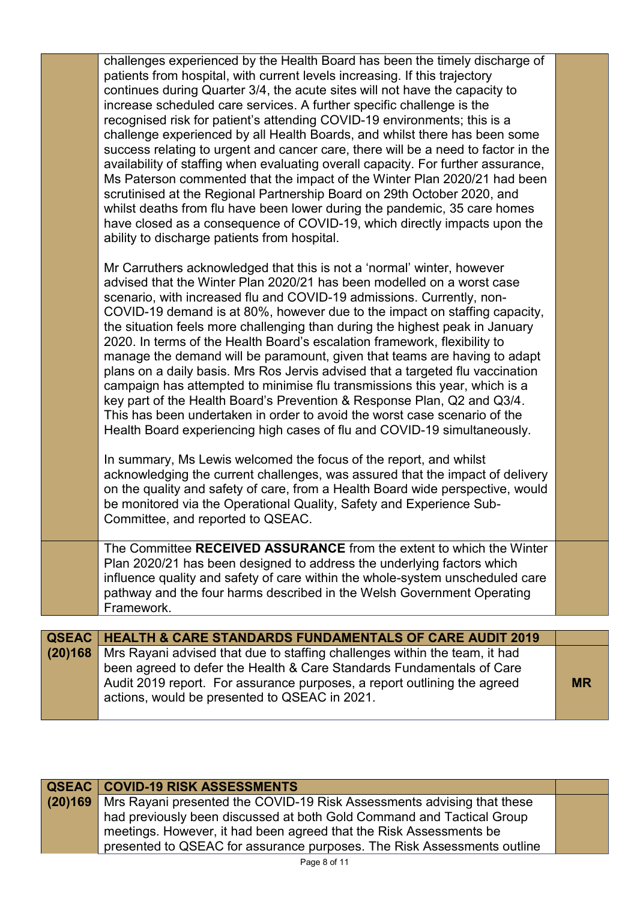| | | |
|---|---|---|
| | challenges experienced by the Health Board has been the timely discharge of patients from hospital, with current levels increasing. If this trajectory continues during Quarter 3/4, the acute sites will not have the capacity to increase scheduled care services. A further specific challenge is the recognised risk for patient's attending COVID-19 environments; this is a challenge experienced by all Health Boards, and whilst there has been some success relating to urgent and cancer care, there will be a need to factor in the availability of staffing when evaluating overall capacity. For further assurance, Ms Paterson commented that the impact of the Winter Plan 2020/21 had been scrutinised at the Regional Partnership Board on 29th October 2020, and whilst deaths from flu have been lower during the pandemic, 35 care homes have closed as a consequence of COVID-19, which directly impacts upon the ability to discharge patients from hospital.<br><br>Mr Carruthers acknowledged that this is not a 'normal' winter, however advised that the Winter Plan 2020/21 has been modelled on a worst case scenario, with increased flu and COVID-19 admissions. Currently, non-COVID-19 demand is at 80%, however due to the impact on staffing capacity, the situation feels more challenging than during the highest peak in January 2020. In terms of the Health Board's escalation framework, flexibility to manage the demand will be paramount, given that teams are having to adapt plans on a daily basis. Mrs Ros Jervis advised that a targeted flu vaccination campaign has attempted to minimise flu transmissions this year, which is a key part of the Health Board's Prevention & Response Plan, Q2 and Q3/4. This has been undertaken in order to avoid the worst case scenario of the Health Board experiencing high cases of flu and COVID-19 simultaneously.<br><br>In summary, Ms Lewis welcomed the focus of the report, and whilst acknowledging the current challenges, was assured that the impact of delivery on the quality and safety of care, from a Health Board wide perspective, would be monitored via the Operational Quality, Safety and Experience Sub-Committee, and reported to QSEAC. | |
| | The Committee **RECEIVED ASSURANCE** from the extent to which the Winter Plan 2020/21 has been designed to address the underlying factors which influence quality and safety of care within the whole-system unscheduled care pathway and the four harms described in the Welsh Government Operating Framework. | |

| | | |
|---|---|---|
| **QSEAC (20)168** | **HEALTH & CARE STANDARDS FUNDAMENTALS OF CARE AUDIT 2019** | |
| | Mrs Rayani advised that due to staffing challenges within the team, it had been agreed to defer the Health & Care Standards Fundamentals of Care Audit 2019 report. For assurance purposes, a report outlining the agreed actions, would be presented to QSEAC in 2021. | **MR** |

| | | |
|---|---|---|
| **QSEAC (20)169** | **COVID-19 RISK ASSESSMENTS** | |
| | Mrs Rayani presented the COVID-19 Risk Assessments advising that these had previously been discussed at both Gold Command and Tactical Group meetings. However, it had been agreed that the Risk Assessments be presented to QSEAC for assurance purposes. The Risk Assessments outline | |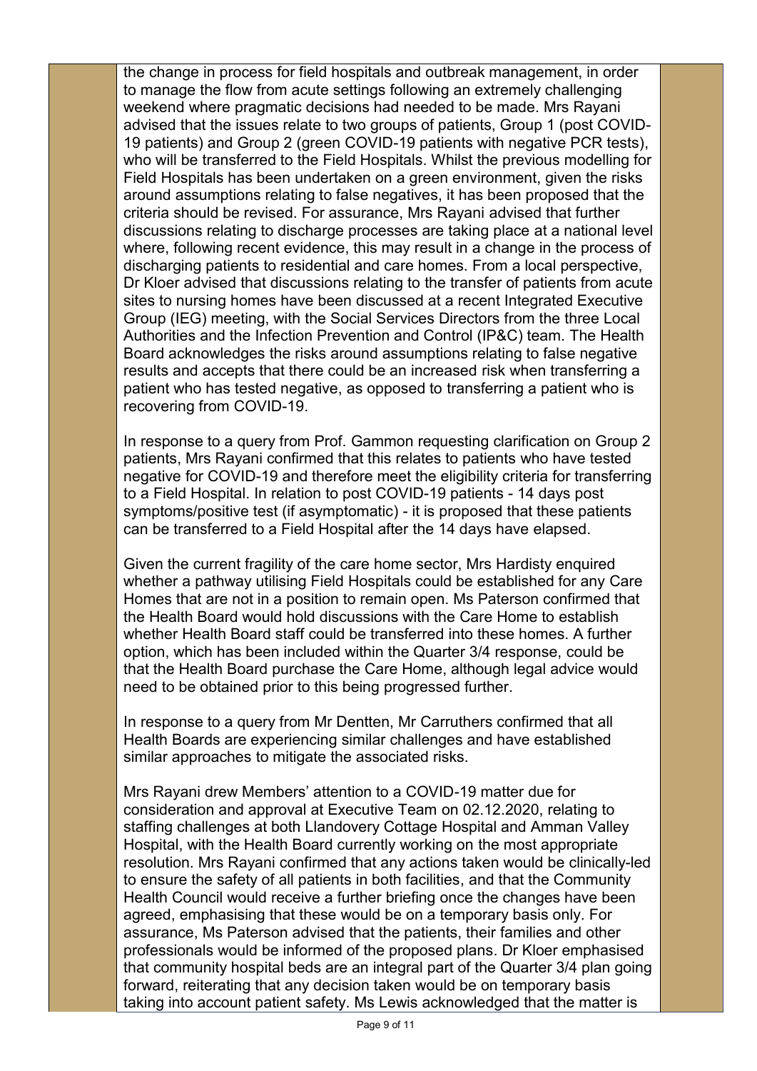the change in process for field hospitals and outbreak management, in order to manage the flow from acute settings following an extremely challenging weekend where pragmatic decisions had needed to be made. Mrs Rayani advised that the issues relate to two groups of patients, Group 1 (post COVID-19 patients) and Group 2 (green COVID-19 patients with negative PCR tests), who will be transferred to the Field Hospitals. Whilst the previous modelling for Field Hospitals has been undertaken on a green environment, given the risks around assumptions relating to false negatives, it has been proposed that the criteria should be revised. For assurance, Mrs Rayani advised that further discussions relating to discharge processes are taking place at a national level where, following recent evidence, this may result in a change in the process of discharging patients to residential and care homes. From a local perspective, Dr Kloer advised that discussions relating to the transfer of patients from acute sites to nursing homes have been discussed at a recent Integrated Executive Group (IEG) meeting, with the Social Services Directors from the three Local Authorities and the Infection Prevention and Control (IP&C) team. The Health Board acknowledges the risks around assumptions relating to false negative results and accepts that there could be an increased risk when transferring a patient who has tested negative, as opposed to transferring a patient who is recovering from COVID-19.

In response to a query from Prof. Gammon requesting clarification on Group 2 patients, Mrs Rayani confirmed that this relates to patients who have tested negative for COVID-19 and therefore meet the eligibility criteria for transferring to a Field Hospital. In relation to post COVID-19 patients - 14 days post symptoms/positive test (if asymptomatic) - it is proposed that these patients can be transferred to a Field Hospital after the 14 days have elapsed.

Given the current fragility of the care home sector, Mrs Hardisty enquired whether a pathway utilising Field Hospitals could be established for any Care Homes that are not in a position to remain open. Ms Paterson confirmed that the Health Board would hold discussions with the Care Home to establish whether Health Board staff could be transferred into these homes. A further option, which has been included within the Quarter 3/4 response, could be that the Health Board purchase the Care Home, although legal advice would need to be obtained prior to this being progressed further.

In response to a query from Mr Dentten, Mr Carruthers confirmed that all Health Boards are experiencing similar challenges and have established similar approaches to mitigate the associated risks.

Mrs Rayani drew Members' attention to a COVID-19 matter due for consideration and approval at Executive Team on 02.12.2020, relating to staffing challenges at both Llandovery Cottage Hospital and Amman Valley Hospital, with the Health Board currently working on the most appropriate resolution. Mrs Rayani confirmed that any actions taken would be clinically-led to ensure the safety of all patients in both facilities, and that the Community Health Council would receive a further briefing once the changes have been agreed, emphasising that these would be on a temporary basis only. For assurance, Ms Paterson advised that the patients, their families and other professionals would be informed of the proposed plans. Dr Kloer emphasised that community hospital beds are an integral part of the Quarter 3/4 plan going forward, reiterating that any decision taken would be on temporary basis taking into account patient safety. Ms Lewis acknowledged that the matter is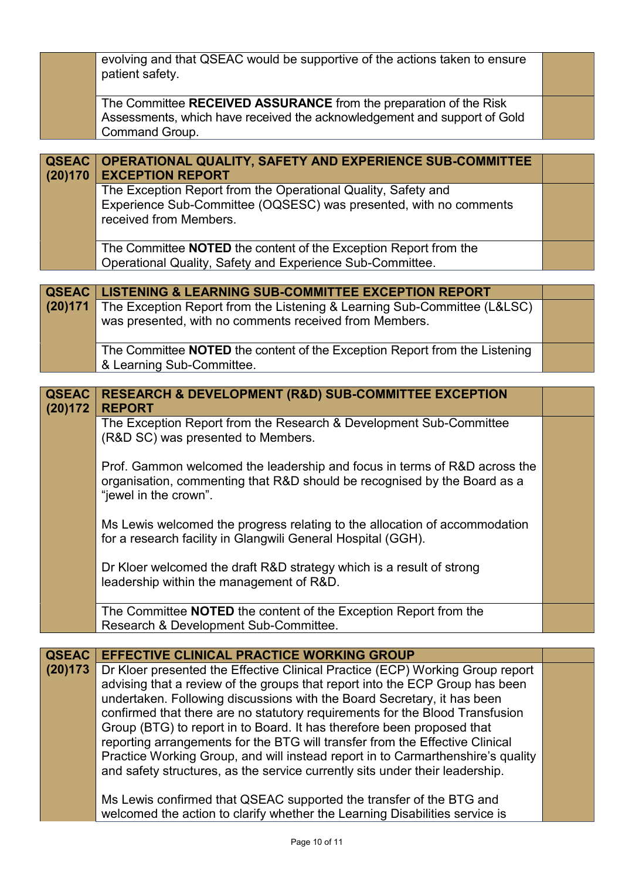| | | |
|---|---|---|
| | evolving and that QSEAC would be supportive of the actions taken to ensure patient safety. | |
| | The Committee **RECEIVED ASSURANCE** from the preparation of the Risk Assessments, which have received the acknowledgement and support of Gold Command Group. | |

| **QSEAC (20)170** | **OPERATIONAL QUALITY, SAFETY AND EXPERIENCE SUB-COMMITTEE EXCEPTION REPORT** | |
|---|---|---|
| | The Exception Report from the Operational Quality, Safety and Experience Sub-Committee (OQSESC) was presented, with no comments received from Members. | |
| | The Committee **NOTED** the content of the Exception Report from the Operational Quality, Safety and Experience Sub-Committee. | |

| **QSEAC (20)171** | **LISTENING & LEARNING SUB-COMMITTEE EXCEPTION REPORT** | |
|---|---|---|
| | The Exception Report from the Listening & Learning Sub-Committee (L&LSC) was presented, with no comments received from Members. | |
| | The Committee **NOTED** the content of the Exception Report from the Listening & Learning Sub-Committee. | |

| **QSEAC (20)172** | **RESEARCH & DEVELOPMENT (R&D) SUB-COMMITTEE EXCEPTION REPORT** | |
|---|---|---|
| | The Exception Report from the Research & Development Sub-Committee (R&D SC) was presented to Members.<br><br>Prof. Gammon welcomed the leadership and focus in terms of R&D across the organisation, commenting that R&D should be recognised by the Board as a "jewel in the crown".<br><br>Ms Lewis welcomed the progress relating to the allocation of accommodation for a research facility in Glangwili General Hospital (GGH).<br><br>Dr Kloer welcomed the draft R&D strategy which is a result of strong leadership within the management of R&D. | |
| | The Committee **NOTED** the content of the Exception Report from the Research & Development Sub-Committee. | |

| **QSEAC (20)173** | **EFFECTIVE CLINICAL PRACTICE WORKING GROUP** | |
|---|---|---|
| | Dr Kloer presented the Effective Clinical Practice (ECP) Working Group report advising that a review of the groups that report into the ECP Group has been undertaken. Following discussions with the Board Secretary, it has been confirmed that there are no statutory requirements for the Blood Transfusion Group (BTG) to report in to Board. It has therefore been proposed that reporting arrangements for the BTG will transfer from the Effective Clinical Practice Working Group, and will instead report in to Carmarthenshire's quality and safety structures, as the service currently sits under their leadership.<br><br>Ms Lewis confirmed that QSEAC supported the transfer of the BTG and welcomed the action to clarify whether the Learning Disabilities service is | |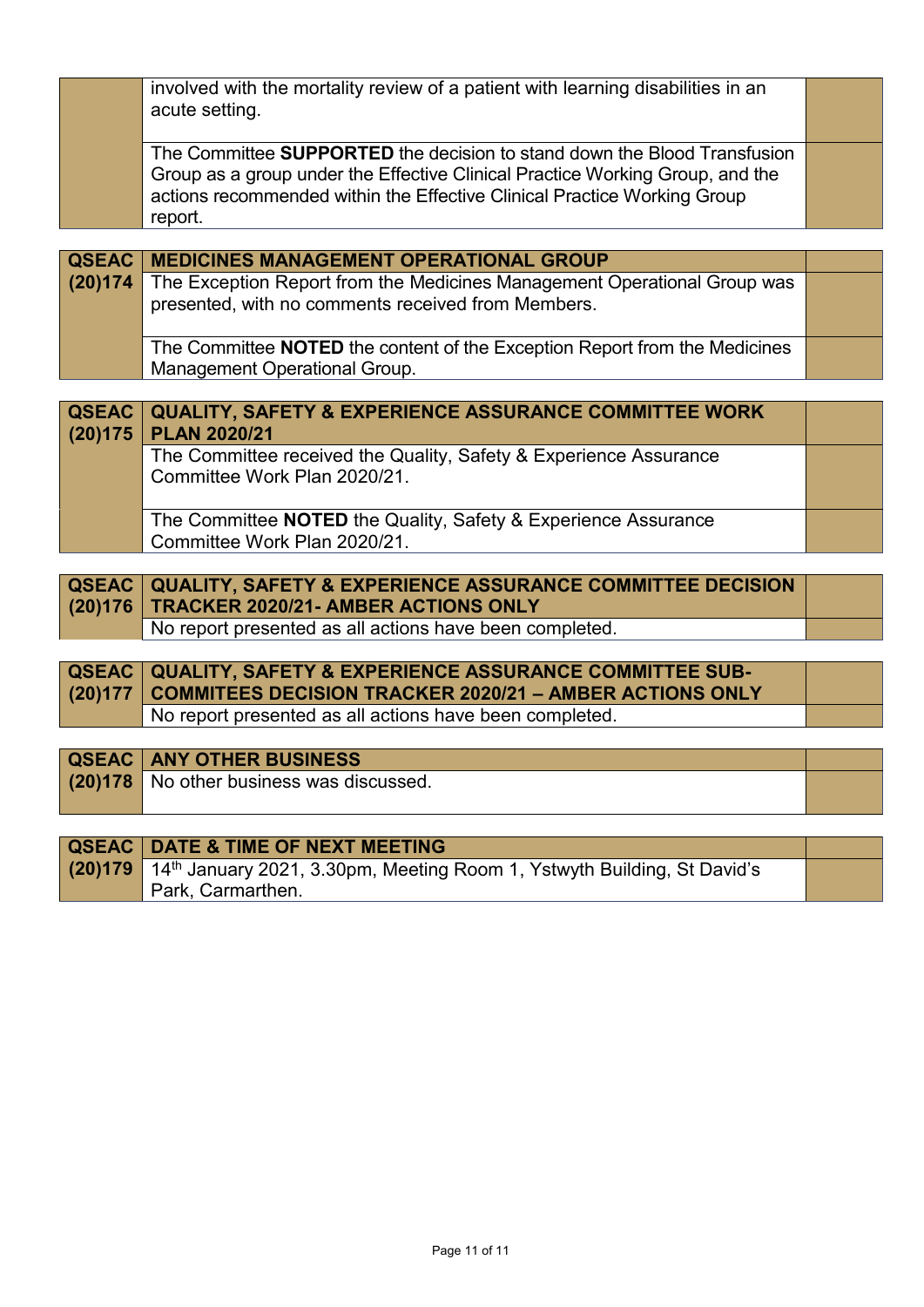| | | |
|---|---|---|
| | involved with the mortality review of a patient with learning disabilities in an acute setting. | |
| | The Committee **SUPPORTED** the decision to stand down the Blood Transfusion Group as a group under the Effective Clinical Practice Working Group, and the actions recommended within the Effective Clinical Practice Working Group report. | |

| | | |
|---|---|---|
| **QSEAC (20)174** | **MEDICINES MANAGEMENT OPERATIONAL GROUP** | |
| | The Exception Report from the Medicines Management Operational Group was presented, with no comments received from Members. | |
| | The Committee **NOTED** the content of the Exception Report from the Medicines Management Operational Group. | |

| | | |
|---|---|---|
| **QSEAC (20)175** | **QUALITY, SAFETY & EXPERIENCE ASSURANCE COMMITTEE WORK PLAN 2020/21** | |
| | The Committee received the Quality, Safety & Experience Assurance Committee Work Plan 2020/21. | |
| | The Committee **NOTED** the Quality, Safety & Experience Assurance Committee Work Plan 2020/21. | |

| | | |
|---|---|---|
| **QSEAC (20)176** | **QUALITY, SAFETY & EXPERIENCE ASSURANCE COMMITTEE DECISION TRACKER 2020/21- AMBER ACTIONS ONLY** | |
| | No report presented as all actions have been completed. | |

| | | |
|---|---|---|
| **QSEAC (20)177** | **QUALITY, SAFETY & EXPERIENCE ASSURANCE COMMITTEE SUB-COMMITEES DECISION TRACKER 2020/21 – AMBER ACTIONS ONLY** | |
| | No report presented as all actions have been completed. | |

| | | |
|---|---|---|
| **QSEAC (20)178** | **ANY OTHER BUSINESS** | |
| | No other business was discussed. | |

| | | |
|---|---|---|
| **QSEAC (20)179** | **DATE & TIME OF NEXT MEETING** | |
| | 14th January 2021, 3.30pm, Meeting Room 1, Ystwyth Building, St David's Park, Carmarthen. | |